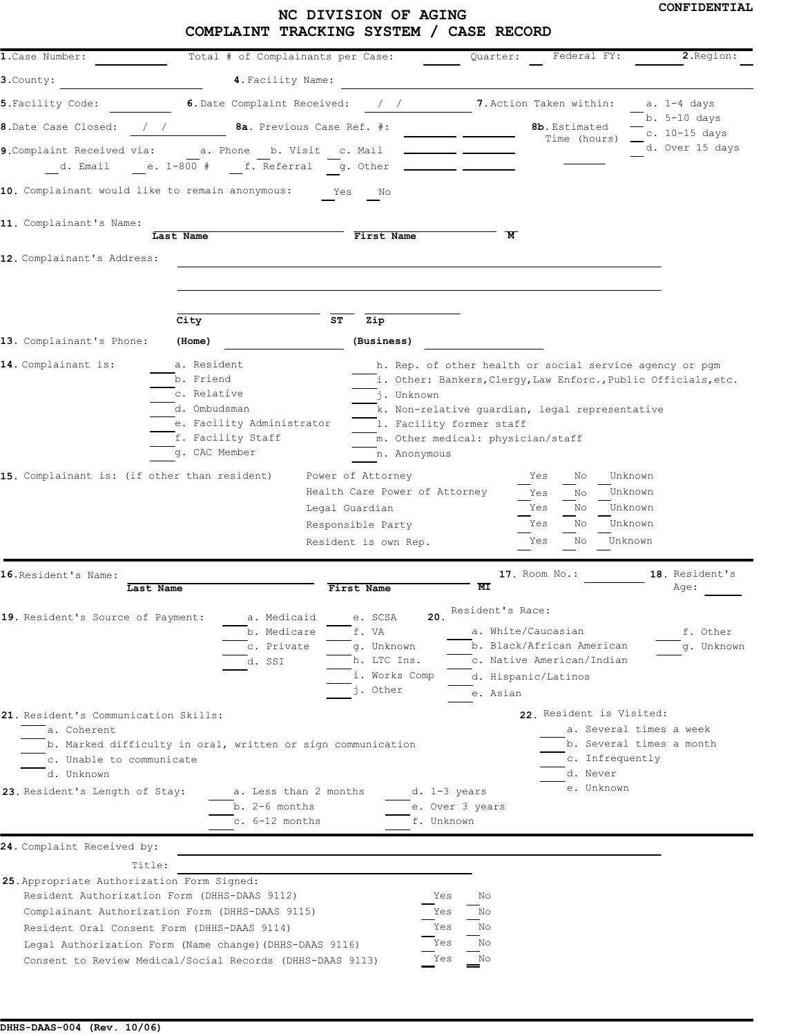**CONFIDENTIAL**

# NC DIVISION OF AGING
## COMPLAINT TRACKING SYSTEM / CASE RECORD

**1.** Case Number: ________ Total # of Complainants per Case: ____ Quarter: __ Federal FY: ______ **2.** Region: __

**3.** County: ____________ **4.** Facility Name: ____________________

**5.** Facility Code: ________ **6.** Date Complaint Received: __/__/__ **7.** Action Taken within: __ a. 1-4 days __ b. 5-10 days __ c. 10-15 days __ d. Over 15 days

**8.** Date Case Closed: __/__/__ **8a.** Previous Case Ref. #: ________ ________ **8b.** Estimated Time (hours) ______

**9.** Complaint Received via: __ a. Phone __ b. Visit __ c. Mail __ d. Email __ e. 1-800 # __ f. Referral __ g. Other

**10.** Complainant would like to remain anonymous: __ Yes __ No

**11.** Complainant's Name: ____________ (**Last Name**) ____________ (**First Name**) __ (**M**)

**12.** Complainant's Address: ______________________________

______________________________

____________ (**City**) ____ (**ST**) ________ (**Zip**)

**13.** Complainant's Phone: **(Home)** ____________ **(Business)** ____________

**14.** Complainant is:

- __ a. Resident
- __ b. Friend
- __ c. Relative
- __ d. Ombudsman
- __ e. Facility Administrator
- __ f. Facility Staff
- __ g. CAC Member
- __ h. Rep. of other health or social service agency or pgm
- __ i. Other: Bankers, Clergy, Law Enforc., Public Officials, etc.
- __ j. Unknown
- __ k. Non-relative guardian, legal representative
- __ l. Facility former staff
- __ m. Other medical: physician/staff
- __ n. Anonymous

**15.** Complainant is: (if other than resident)

| | Yes | No | Unknown |
|---|---|---|---|
| Power of Attorney | __ | __ | __ |
| Health Care Power of Attorney | __ | __ | __ |
| Legal Guardian | __ | __ | __ |
| Responsible Party | __ | __ | __ |
| Resident is own Rep. | __ | __ | __ |

---

**16.** Resident's Name: ____________ (**Last Name**) ____________ (**First Name**) __ (**MI**) **17.** Room No.: ______ **18.** Resident's Age: ____

**19.** Resident's Source of Payment:

- __ a. Medicaid
- __ b. Medicare
- __ c. Private
- __ d. SSI
- __ e. SCSA
- __ f. VA
- __ g. Unknown
- __ h. LTC Ins.
- __ i. Works Comp
- __ j. Other

**20.** Resident's Race:

- __ a. White/Caucasian
- __ b. Black/African American
- __ c. Native American/Indian
- __ d. Hispanic/Latinos
- __ e. Asian
- __ f. Other
- __ g. Unknown

**21.** Resident's Communication Skills:

- __ a. Coherent
- __ b. Marked difficulty in oral, written or sign communication
- __ c. Unable to communicate
- __ d. Unknown

**22.** Resident is Visited:

- __ a. Several times a week
- __ b. Several times a month
- __ c. Infrequently
- __ d. Never
- __ e. Unknown

**23.** Resident's Length of Stay:

- __ a. Less than 2 months
- __ b. 2-6 months
- __ c. 6-12 months
- __ d. 1-3 years
- __ e. Over 3 years
- __ f. Unknown

---

**24.** Complaint Received by: ______________________________

Title: ______________________________

**25.** Appropriate Authorization Form Signed:

| | Yes | No |
|---|---|---|
| Resident Authorization Form (DHHS-DAAS 9112) | __ | __ |
| Complainant Authorization Form (DHHS-DAAS 9115) | __ | __ |
| Resident Oral Consent Form (DHHS-DAAS 9114) | __ | __ |
| Legal Authorization Form (Name change)(DHHS-DAAS 9116) | __ | __ |
| Consent to Review Medical/Social Records (DHHS-DAAS 9113) | __ | __ |

DHHS-DAAS-004 (Rev. 10/06)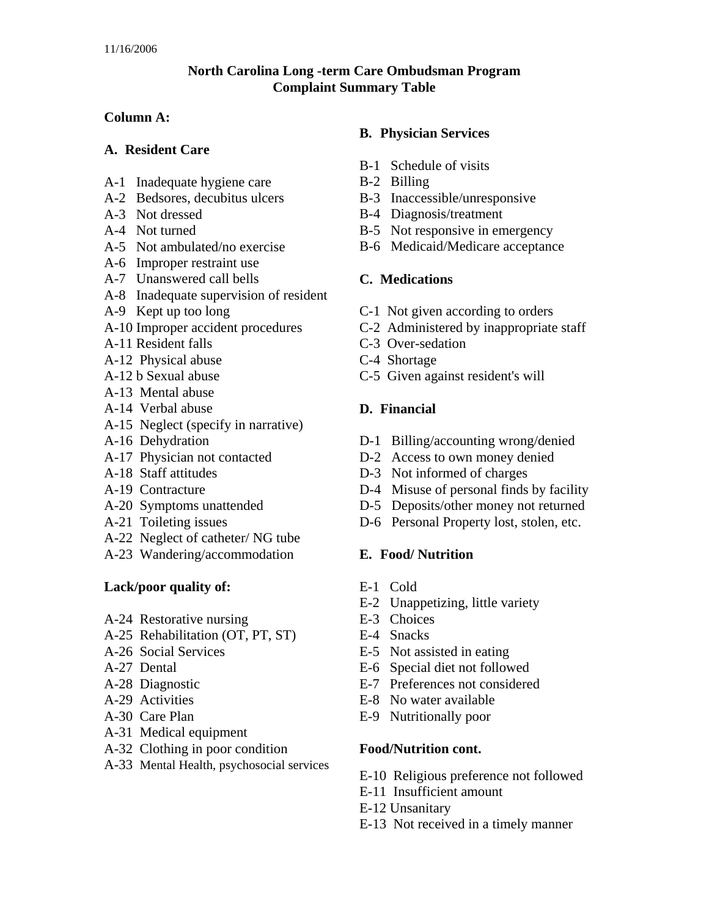11/16/2006

**North Carolina Long -term Care Ombudsman Program**
**Complaint Summary Table**

**Column A:**

**A. Resident Care**

A-1 Inadequate hygiene care
A-2 Bedsores, decubitus ulcers
A-3 Not dressed
A-4 Not turned
A-5 Not ambulated/no exercise
A-6 Improper restraint use
A-7 Unanswered call bells
A-8 Inadequate supervision of resident
A-9 Kept up too long
A-10 Improper accident procedures
A-11 Resident falls
A-12 Physical abuse
A-12 b Sexual abuse
A-13 Mental abuse
A-14 Verbal abuse
A-15 Neglect (specify in narrative)
A-16 Dehydration
A-17 Physician not contacted
A-18 Staff attitudes
A-19 Contracture
A-20 Symptoms unattended
A-21 Toileting issues
A-22 Neglect of catheter/ NG tube
A-23 Wandering/accommodation

**Lack/poor quality of:**

A-24 Restorative nursing
A-25 Rehabilitation (OT, PT, ST)
A-26 Social Services
A-27 Dental
A-28 Diagnostic
A-29 Activities
A-30 Care Plan
A-31 Medical equipment
A-32 Clothing in poor condition
A-33 Mental Health, psychosocial services

**B. Physician Services**

B-1 Schedule of visits
B-2 Billing
B-3 Inaccessible/unresponsive
B-4 Diagnosis/treatment
B-5 Not responsive in emergency
B-6 Medicaid/Medicare acceptance

**C. Medications**

C-1 Not given according to orders
C-2 Administered by inappropriate staff
C-3 Over-sedation
C-4 Shortage
C-5 Given against resident's will

**D. Financial**

D-1 Billing/accounting wrong/denied
D-2 Access to own money denied
D-3 Not informed of charges
D-4 Misuse of personal finds by facility
D-5 Deposits/other money not returned
D-6 Personal Property lost, stolen, etc.

**E. Food/ Nutrition**

E-1 Cold
E-2 Unappetizing, little variety
E-3 Choices
E-4 Snacks
E-5 Not assisted in eating
E-6 Special diet not followed
E-7 Preferences not considered
E-8 No water available
E-9 Nutritionally poor

**Food/Nutrition cont.**

E-10 Religious preference not followed
E-11 Insufficient amount
E-12 Unsanitary
E-13 Not received in a timely manner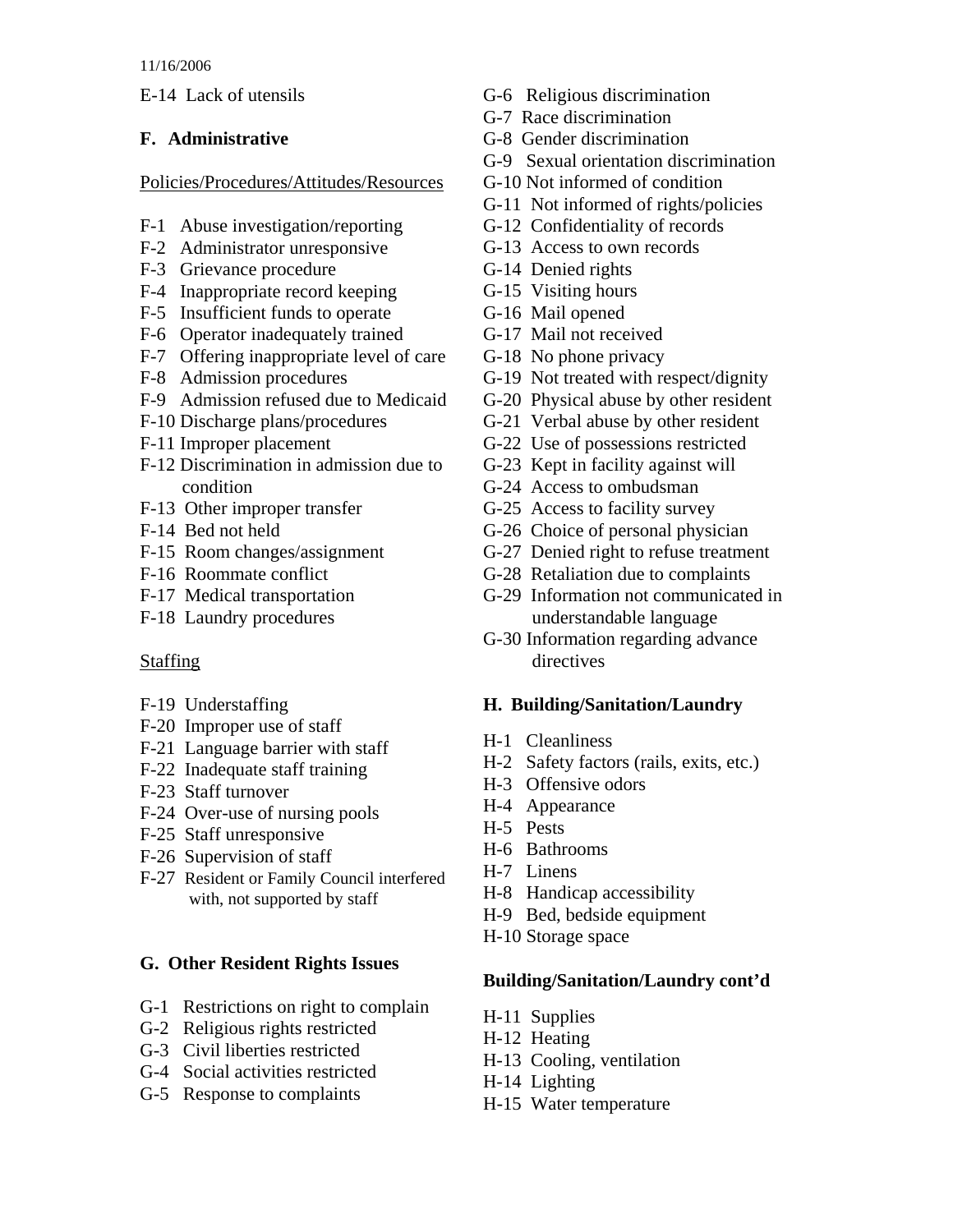E-14 Lack of utensils

### F. Administrative

Policies/Procedures/Attitudes/Resources

- F-1 Abuse investigation/reporting
- F-2 Administrator unresponsive
- F-3 Grievance procedure
- F-4 Inappropriate record keeping
- F-5 Insufficient funds to operate
- F-6 Operator inadequately trained
- F-7 Offering inappropriate level of care
- F-8 Admission procedures
- F-9 Admission refused due to Medicaid
- F-10 Discharge plans/procedures
- F-11 Improper placement
- F-12 Discrimination in admission due to condition
- F-13 Other improper transfer
- F-14 Bed not held
- F-15 Room changes/assignment
- F-16 Roommate conflict
- F-17 Medical transportation
- F-18 Laundry procedures

Staffing

- F-19 Understaffing
- F-20 Improper use of staff
- F-21 Language barrier with staff
- F-22 Inadequate staff training
- F-23 Staff turnover
- F-24 Over-use of nursing pools
- F-25 Staff unresponsive
- F-26 Supervision of staff
- F-27 Resident or Family Council interfered with, not supported by staff

### G. Other Resident Rights Issues

- G-1 Restrictions on right to complain
- G-2 Religious rights restricted
- G-3 Civil liberties restricted
- G-4 Social activities restricted
- G-5 Response to complaints
- G-6 Religious discrimination
- G-7 Race discrimination
- G-8 Gender discrimination
- G-9 Sexual orientation discrimination
- G-10 Not informed of condition
- G-11 Not informed of rights/policies
- G-12 Confidentiality of records
- G-13 Access to own records
- G-14 Denied rights
- G-15 Visiting hours
- G-16 Mail opened
- G-17 Mail not received
- G-18 No phone privacy
- G-19 Not treated with respect/dignity
- G-20 Physical abuse by other resident
- G-21 Verbal abuse by other resident
- G-22 Use of possessions restricted
- G-23 Kept in facility against will
- G-24 Access to ombudsman
- G-25 Access to facility survey
- G-26 Choice of personal physician
- G-27 Denied right to refuse treatment
- G-28 Retaliation due to complaints
- G-29 Information not communicated in understandable language
- G-30 Information regarding advance directives

### H. Building/Sanitation/Laundry

- H-1 Cleanliness
- H-2 Safety factors (rails, exits, etc.)
- H-3 Offensive odors
- H-4 Appearance
- H-5 Pests
- H-6 Bathrooms
- H-7 Linens
- H-8 Handicap accessibility
- H-9 Bed, bedside equipment
- H-10 Storage space

### Building/Sanitation/Laundry cont'd

- H-11 Supplies
- H-12 Heating
- H-13 Cooling, ventilation
- H-14 Lighting
- H-15 Water temperature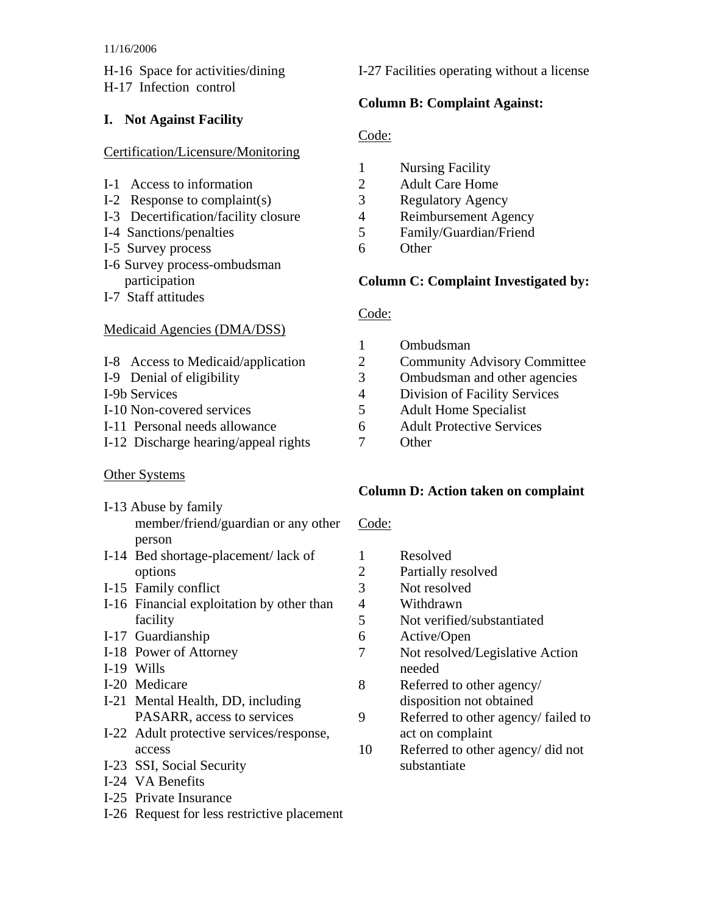H-16 Space for activities/dining
H-17 Infection control

## I. Not Against Facility

Certification/Licensure/Monitoring

- I-1 Access to information
- I-2 Response to complaint(s)
- I-3 Decertification/facility closure
- I-4 Sanctions/penalties
- I-5 Survey process
- I-6 Survey process-ombudsman participation
- I-7 Staff attitudes

Medicaid Agencies (DMA/DSS)

- I-8 Access to Medicaid/application
- I-9 Denial of eligibility
- I-9b Services
- I-10 Non-covered services
- I-11 Personal needs allowance
- I-12 Discharge hearing/appeal rights

Other Systems

- I-13 Abuse by family member/friend/guardian or any other person
- I-14 Bed shortage-placement/ lack of options
- I-15 Family conflict
- I-16 Financial exploitation by other than facility
- I-17 Guardianship
- I-18 Power of Attorney
- I-19 Wills
- I-20 Medicare
- I-21 Mental Health, DD, including PASARR, access to services
- I-22 Adult protective services/response, access
- I-23 SSI, Social Security
- I-24 VA Benefits
- I-25 Private Insurance
- I-26 Request for less restrictive placement
- I-27 Facilities operating without a license

**Column B: Complaint Against:**

Code:

| | |
|---|---|
| 1 | Nursing Facility |
| 2 | Adult Care Home |
| 3 | Regulatory Agency |
| 4 | Reimbursement Agency |
| 5 | Family/Guardian/Friend |
| 6 | Other |

**Column C: Complaint Investigated by:**

Code:

| | |
|---|---|
| 1 | Ombudsman |
| 2 | Community Advisory Committee |
| 3 | Ombudsman and other agencies |
| 4 | Division of Facility Services |
| 5 | Adult Home Specialist |
| 6 | Adult Protective Services |
| 7 | Other |

**Column D: Action taken on complaint**

Code:

| | |
|---|---|
| 1 | Resolved |
| 2 | Partially resolved |
| 3 | Not resolved |
| 4 | Withdrawn |
| 5 | Not verified/substantiated |
| 6 | Active/Open |
| 7 | Not resolved/Legislative Action needed |
| 8 | Referred to other agency/ disposition not obtained |
| 9 | Referred to other agency/ failed to act on complaint |
| 10 | Referred to other agency/ did not substantiate |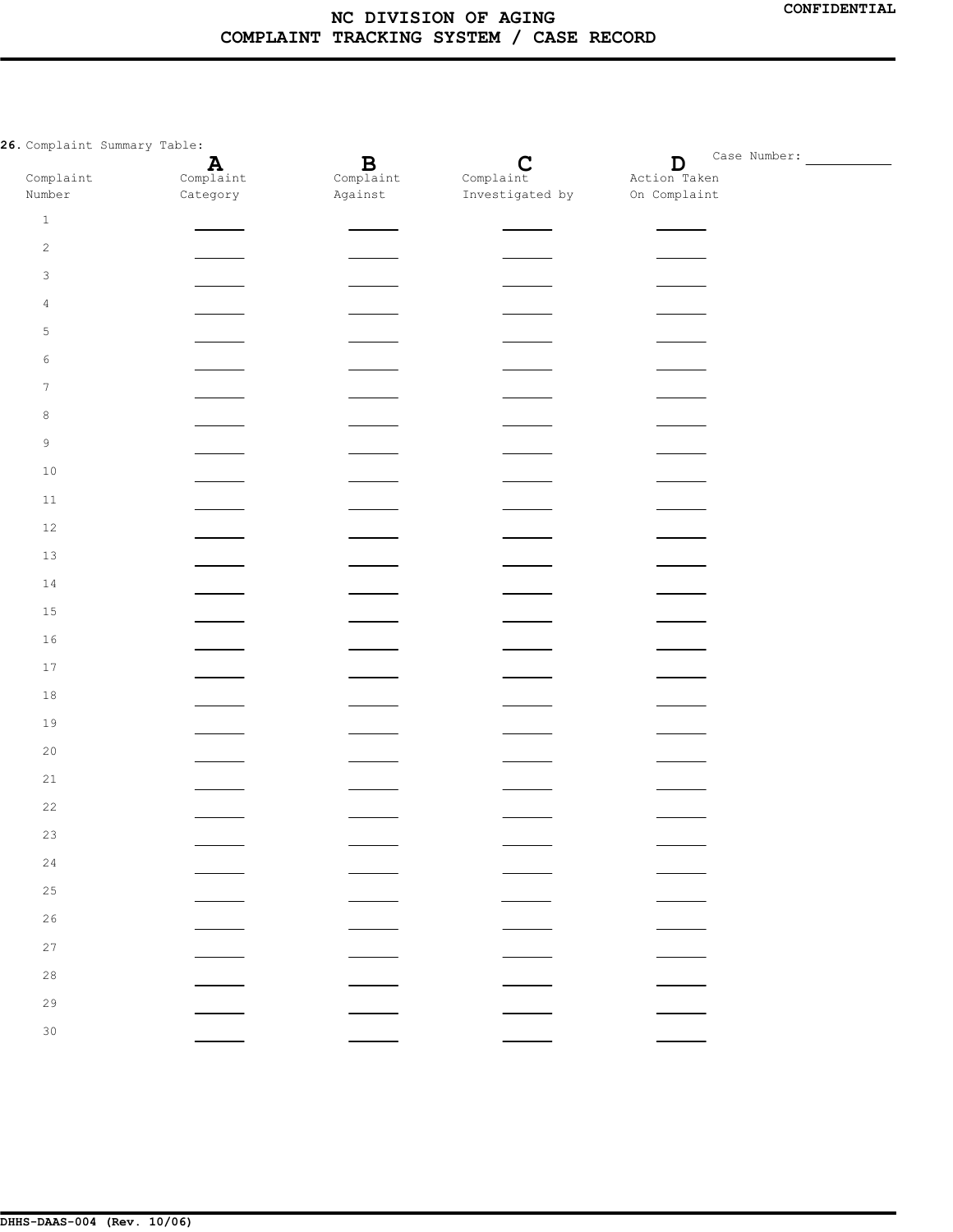# NC DIVISION OF AGING
# COMPLAINT TRACKING SYSTEM / CASE RECORD

**CONFIDENTIAL**

**26.** Complaint Summary Table:

Case Number: \_\_\_\_\_\_\_\_\_\_

| Complaint Number | **A** Complaint Category | **B** Complaint Against | **C** Complaint Investigated by | **D** Action Taken On Complaint |
|---|---|---|---|---|
| 1 | | | | |
| 2 | | | | |
| 3 | | | | |
| 4 | | | | |
| 5 | | | | |
| 6 | | | | |
| 7 | | | | |
| 8 | | | | |
| 9 | | | | |
| 10 | | | | |
| 11 | | | | |
| 12 | | | | |
| 13 | | | | |
| 14 | | | | |
| 15 | | | | |
| 16 | | | | |
| 17 | | | | |
| 18 | | | | |
| 19 | | | | |
| 20 | | | | |
| 21 | | | | |
| 22 | | | | |
| 23 | | | | |
| 24 | | | | |
| 25 | | | | |
| 26 | | | | |
| 27 | | | | |
| 28 | | | | |
| 29 | | | | |
| 30 | | | | |

**DHHS-DAAS-004 (Rev. 10/06)**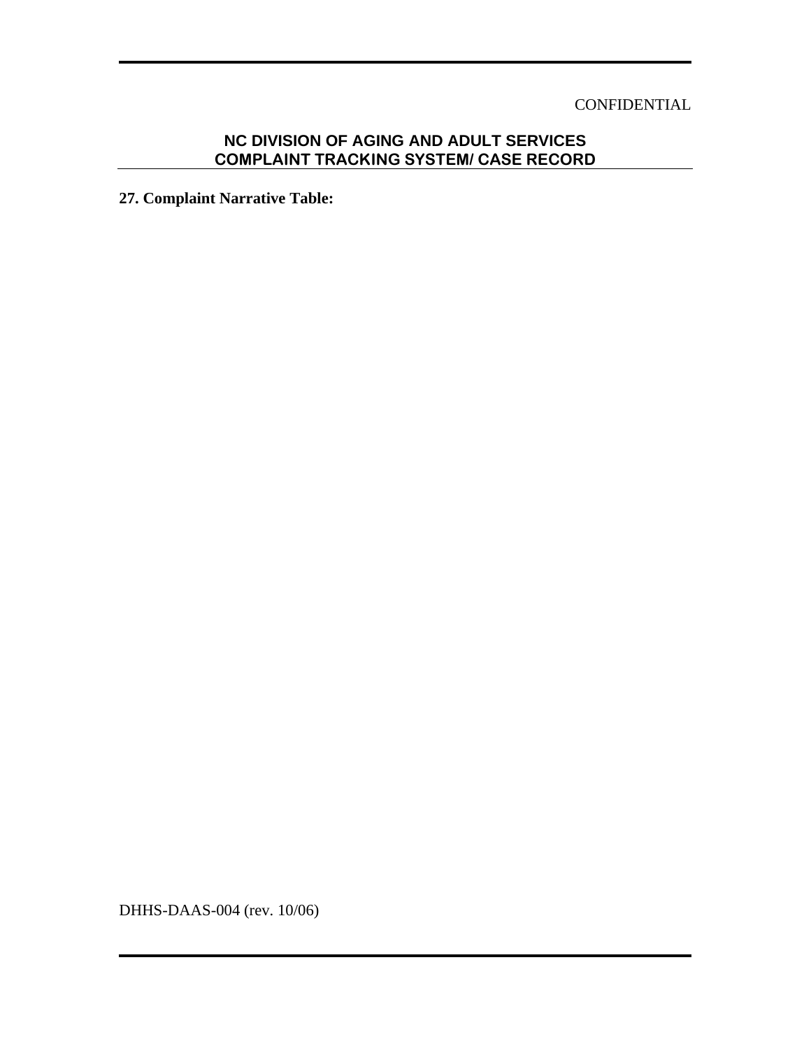CONFIDENTIAL

**NC DIVISION OF AGING AND ADULT SERVICES**
**COMPLAINT TRACKING SYSTEM/ CASE RECORD**

**27. Complaint Narrative Table:**

DHHS-DAAS-004 (rev. 10/06)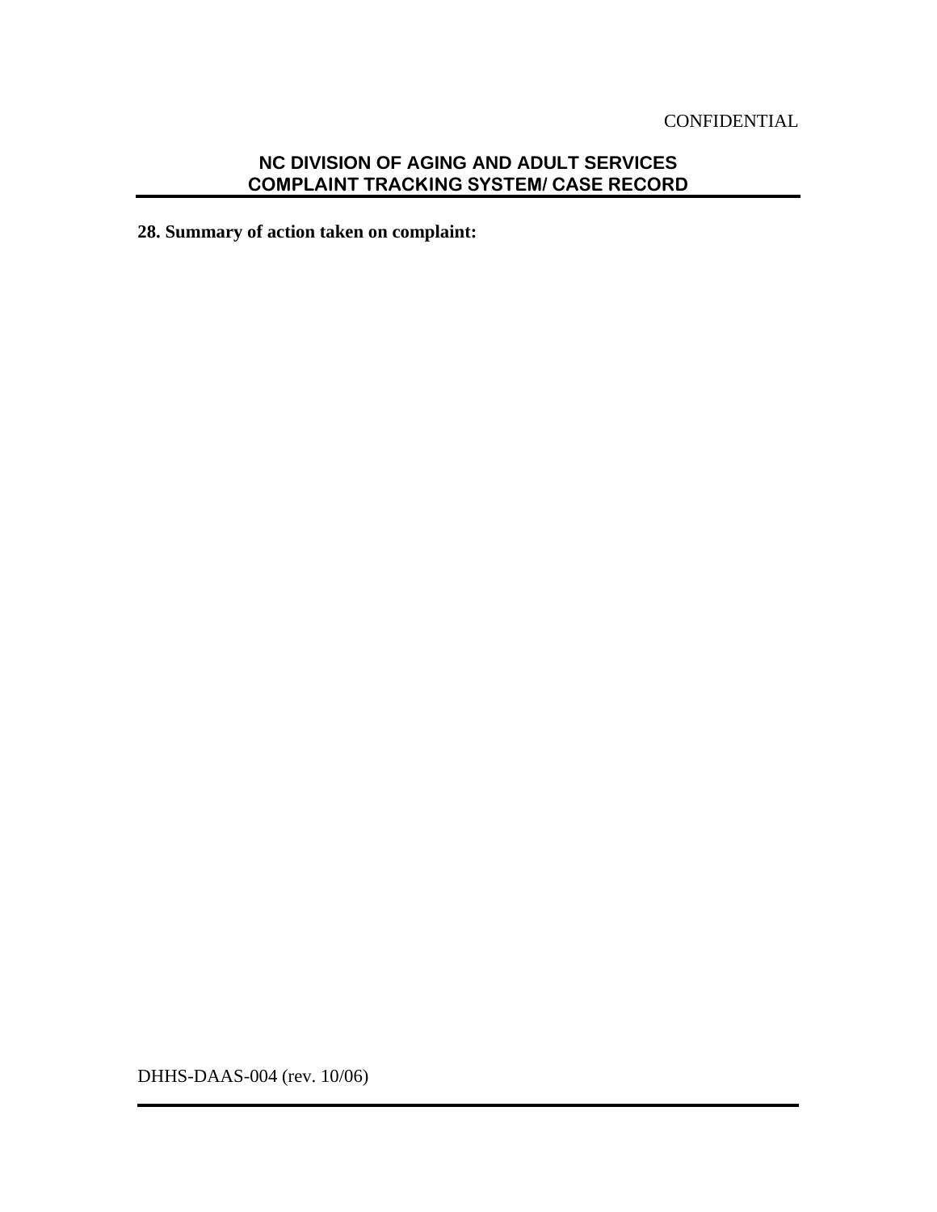CONFIDENTIAL

## NC DIVISION OF AGING AND ADULT SERVICES
## COMPLAINT TRACKING SYSTEM/ CASE RECORD

**28. Summary of action taken on complaint:**

DHHS-DAAS-004 (rev. 10/06)